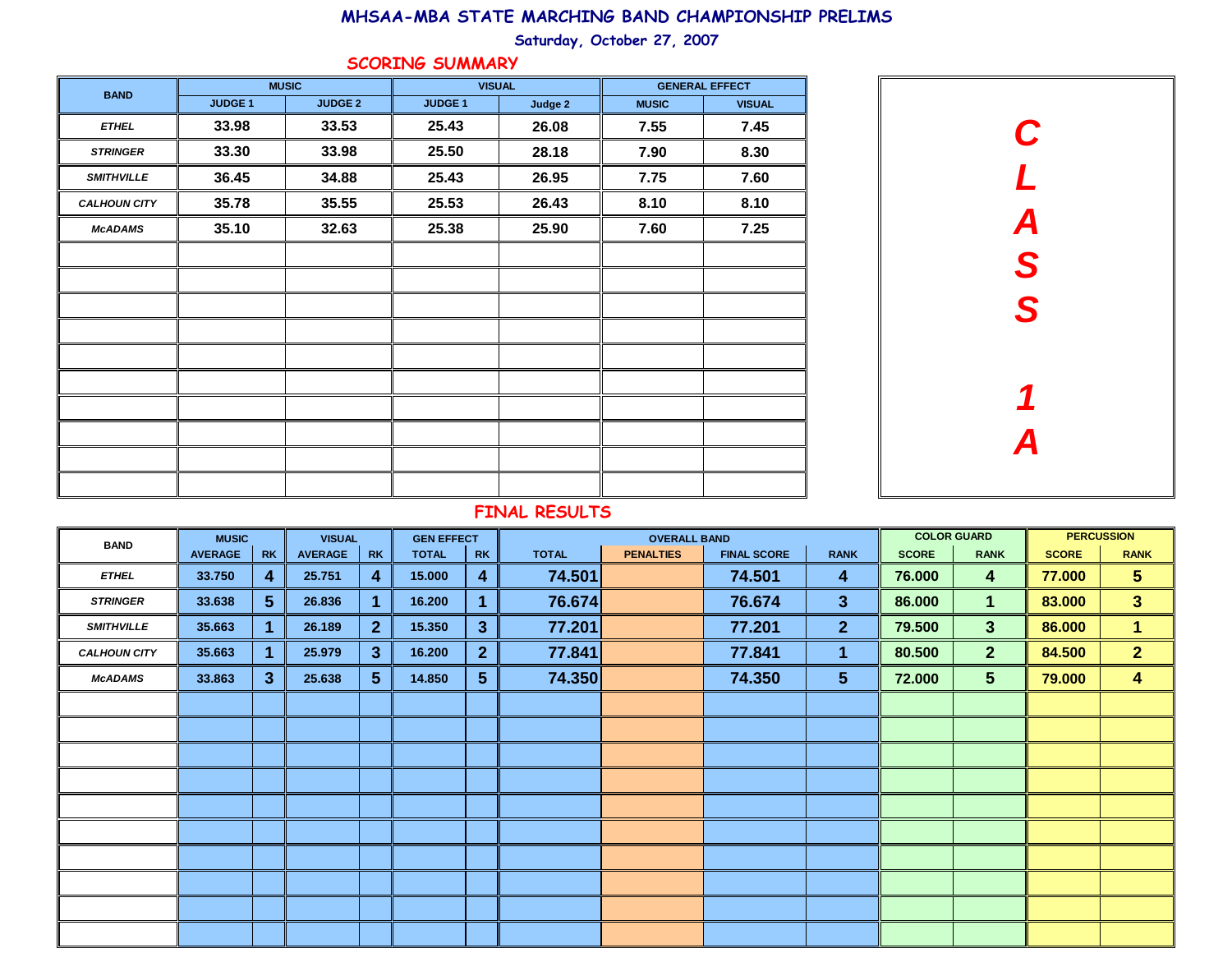# MHSAA-MBA STATE MARCHING BAND CHAMPIONSHIP PRELIMS

Saturday, October 27, 2007

## SCORING SUMMARY

**CLASS 1A**

| BAND | MUSIC | | VISUAL | | GENERAL EFFECT | |
|---|---|---|---|---|---|---|
| | JUDGE 1 | JUDGE 2 | JUDGE 1 | Judge 2 | MUSIC | VISUAL |
| ETHEL | 33.98 | 33.53 | 25.43 | 26.08 | 7.55 | 7.45 |
| STRINGER | 33.30 | 33.98 | 25.50 | 28.18 | 7.90 | 8.30 |
| SMITHVILLE | 36.45 | 34.88 | 25.43 | 26.95 | 7.75 | 7.60 |
| CALHOUN CITY | 35.78 | 35.55 | 25.53 | 26.43 | 8.10 | 8.10 |
| McADAMS | 35.10 | 32.63 | 25.38 | 25.90 | 7.60 | 7.25 |

## FINAL RESULTS

| BAND | MUSIC | | VISUAL | | GEN EFFECT | | OVERALL BAND | | | | COLOR GUARD | | PERCUSSION | |
|---|---|---|---|---|---|---|---|---|---|---|---|---|---|---|
| | AVERAGE | RK | AVERAGE | RK | TOTAL | RK | TOTAL | PENALTIES | FINAL SCORE | RANK | SCORE | RANK | SCORE | RANK |
| ETHEL | 33.750 | 4 | 25.751 | 4 | 15.000 | 4 | 74.501 | | 74.501 | 4 | 76.000 | 4 | 77.000 | 5 |
| STRINGER | 33.638 | 5 | 26.836 | 1 | 16.200 | 1 | 76.674 | | 76.674 | 3 | 86.000 | 1 | 83.000 | 3 |
| SMITHVILLE | 35.663 | 1 | 26.189 | 2 | 15.350 | 3 | 77.201 | | 77.201 | 2 | 79.500 | 3 | 86.000 | 1 |
| CALHOUN CITY | 35.663 | 1 | 25.979 | 3 | 16.200 | 2 | 77.841 | | 77.841 | 1 | 80.500 | 2 | 84.500 | 2 |
| McADAMS | 33.863 | 3 | 25.638 | 5 | 14.850 | 5 | 74.350 | | 74.350 | 5 | 72.000 | 5 | 79.000 | 4 |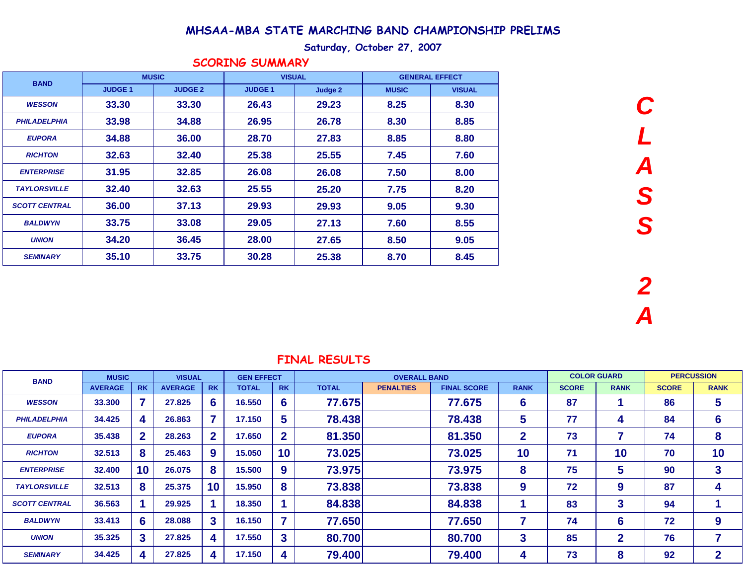# MHSAA-MBA STATE MARCHING BAND CHAMPIONSHIP PRELIMS

**Saturday, October 27, 2007**

**CLASS 2A**

## SCORING SUMMARY

| BAND | MUSIC | | VISUAL | | GENERAL EFFECT | |
|---|---|---|---|---|---|---|
| | JUDGE 1 | JUDGE 2 | JUDGE 1 | Judge 2 | MUSIC | VISUAL |
| WESSON | 33.30 | 33.30 | 26.43 | 29.23 | 8.25 | 8.30 |
| PHILADELPHIA | 33.98 | 34.88 | 26.95 | 26.78 | 8.30 | 8.85 |
| EUPORA | 34.88 | 36.00 | 28.70 | 27.83 | 8.85 | 8.80 |
| RICHTON | 32.63 | 32.40 | 25.38 | 25.55 | 7.45 | 7.60 |
| ENTERPRISE | 31.95 | 32.85 | 26.08 | 26.08 | 7.50 | 8.00 |
| TAYLORSVILLE | 32.40 | 32.63 | 25.55 | 25.20 | 7.75 | 8.20 |
| SCOTT CENTRAL | 36.00 | 37.13 | 29.93 | 29.93 | 9.05 | 9.30 |
| BALDWYN | 33.75 | 33.08 | 29.05 | 27.13 | 7.60 | 8.55 |
| UNION | 34.20 | 36.45 | 28.00 | 27.65 | 8.50 | 9.05 |
| SEMINARY | 35.10 | 33.75 | 30.28 | 25.38 | 8.70 | 8.45 |

## FINAL RESULTS

| BAND | MUSIC | | VISUAL | | GEN EFFECT | | OVERALL BAND | | | | COLOR GUARD | | PERCUSSION | |
|---|---|---|---|---|---|---|---|---|---|---|---|---|---|---|
| | AVERAGE | RK | AVERAGE | RK | TOTAL | RK | TOTAL | PENALTIES | FINAL SCORE | RANK | SCORE | RANK | SCORE | RANK |
| WESSON | 33.300 | 7 | 27.825 | 6 | 16.550 | 6 | 77.675 | | 77.675 | 6 | 87 | 1 | 86 | 5 |
| PHILADELPHIA | 34.425 | 4 | 26.863 | 7 | 17.150 | 5 | 78.438 | | 78.438 | 5 | 77 | 4 | 84 | 6 |
| EUPORA | 35.438 | 2 | 28.263 | 2 | 17.650 | 2 | 81.350 | | 81.350 | 2 | 73 | 7 | 74 | 8 |
| RICHTON | 32.513 | 8 | 25.463 | 9 | 15.050 | 10 | 73.025 | | 73.025 | 10 | 71 | 10 | 70 | 10 |
| ENTERPRISE | 32.400 | 10 | 26.075 | 8 | 15.500 | 9 | 73.975 | | 73.975 | 8 | 75 | 5 | 90 | 3 |
| TAYLORSVILLE | 32.513 | 8 | 25.375 | 10 | 15.950 | 8 | 73.838 | | 73.838 | 9 | 72 | 9 | 87 | 4 |
| SCOTT CENTRAL | 36.563 | 1 | 29.925 | 1 | 18.350 | 1 | 84.838 | | 84.838 | 1 | 83 | 3 | 94 | 1 |
| BALDWYN | 33.413 | 6 | 28.088 | 3 | 16.150 | 7 | 77.650 | | 77.650 | 7 | 74 | 6 | 72 | 9 |
| UNION | 35.325 | 3 | 27.825 | 4 | 17.550 | 3 | 80.700 | | 80.700 | 3 | 85 | 2 | 76 | 7 |
| SEMINARY | 34.425 | 4 | 27.825 | 4 | 17.150 | 4 | 79.400 | | 79.400 | 4 | 73 | 8 | 92 | 2 |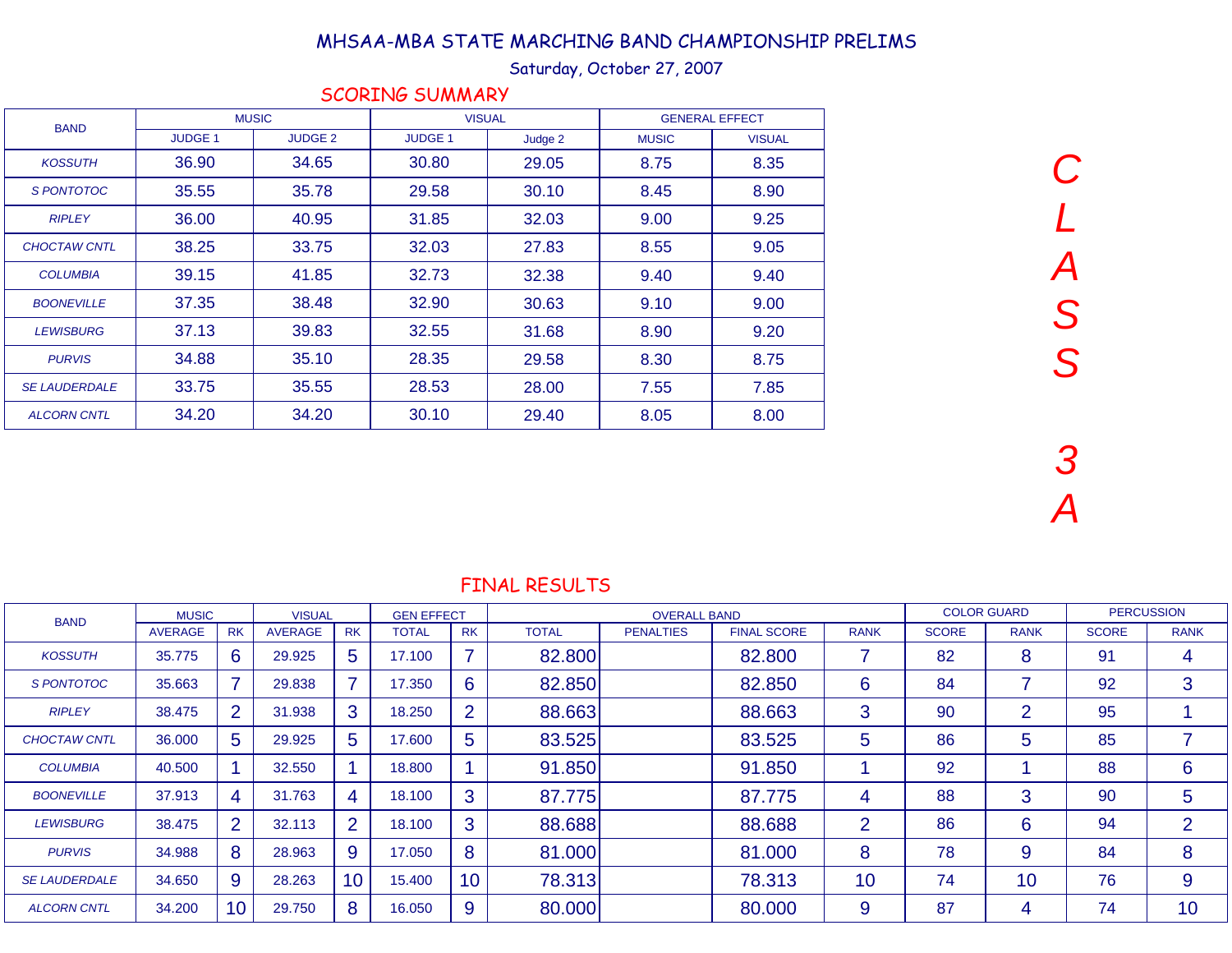# MHSAA-MBA STATE MARCHING BAND CHAMPIONSHIP PRELIMS

Saturday, October 27, 2007

## SCORING SUMMARY

**CLASS 3A**

| BAND | MUSIC | | VISUAL | | GENERAL EFFECT | |
|---|---|---|---|---|---|---|
| | JUDGE 1 | JUDGE 2 | JUDGE 1 | Judge 2 | MUSIC | VISUAL |
| KOSSUTH | 36.90 | 34.65 | 30.80 | 29.05 | 8.75 | 8.35 |
| S PONTOTOC | 35.55 | 35.78 | 29.58 | 30.10 | 8.45 | 8.90 |
| RIPLEY | 36.00 | 40.95 | 31.85 | 32.03 | 9.00 | 9.25 |
| CHOCTAW CNTL | 38.25 | 33.75 | 32.03 | 27.83 | 8.55 | 9.05 |
| COLUMBIA | 39.15 | 41.85 | 32.73 | 32.38 | 9.40 | 9.40 |
| BOONEVILLE | 37.35 | 38.48 | 32.90 | 30.63 | 9.10 | 9.00 |
| LEWISBURG | 37.13 | 39.83 | 32.55 | 31.68 | 8.90 | 9.20 |
| PURVIS | 34.88 | 35.10 | 28.35 | 29.58 | 8.30 | 8.75 |
| SE LAUDERDALE | 33.75 | 35.55 | 28.53 | 28.00 | 7.55 | 7.85 |
| ALCORN CNTL | 34.20 | 34.20 | 30.10 | 29.40 | 8.05 | 8.00 |

## FINAL RESULTS

| BAND | MUSIC | | VISUAL | | GEN EFFECT | | OVERALL BAND | | | | COLOR GUARD | | PERCUSSION | |
|---|---|---|---|---|---|---|---|---|---|---|---|---|---|---|
| | AVERAGE | RK | AVERAGE | RK | TOTAL | RK | TOTAL | PENALTIES | FINAL SCORE | RANK | SCORE | RANK | SCORE | RANK |
| KOSSUTH | 35.775 | 6 | 29.925 | 5 | 17.100 | 7 | 82.800 | | 82.800 | 7 | 82 | 8 | 91 | 4 |
| S PONTOTOC | 35.663 | 7 | 29.838 | 7 | 17.350 | 6 | 82.850 | | 82.850 | 6 | 84 | 7 | 92 | 3 |
| RIPLEY | 38.475 | 2 | 31.938 | 3 | 18.250 | 2 | 88.663 | | 88.663 | 3 | 90 | 2 | 95 | 1 |
| CHOCTAW CNTL | 36.000 | 5 | 29.925 | 5 | 17.600 | 5 | 83.525 | | 83.525 | 5 | 86 | 5 | 85 | 7 |
| COLUMBIA | 40.500 | 1 | 32.550 | 1 | 18.800 | 1 | 91.850 | | 91.850 | 1 | 92 | 1 | 88 | 6 |
| BOONEVILLE | 37.913 | 4 | 31.763 | 4 | 18.100 | 3 | 87.775 | | 87.775 | 4 | 88 | 3 | 90 | 5 |
| LEWISBURG | 38.475 | 2 | 32.113 | 2 | 18.100 | 3 | 88.688 | | 88.688 | 2 | 86 | 6 | 94 | 2 |
| PURVIS | 34.988 | 8 | 28.963 | 9 | 17.050 | 8 | 81.000 | | 81.000 | 8 | 78 | 9 | 84 | 8 |
| SE LAUDERDALE | 34.650 | 9 | 28.263 | 10 | 15.400 | 10 | 78.313 | | 78.313 | 10 | 74 | 10 | 76 | 9 |
| ALCORN CNTL | 34.200 | 10 | 29.750 | 8 | 16.050 | 9 | 80.000 | | 80.000 | 9 | 87 | 4 | 74 | 10 |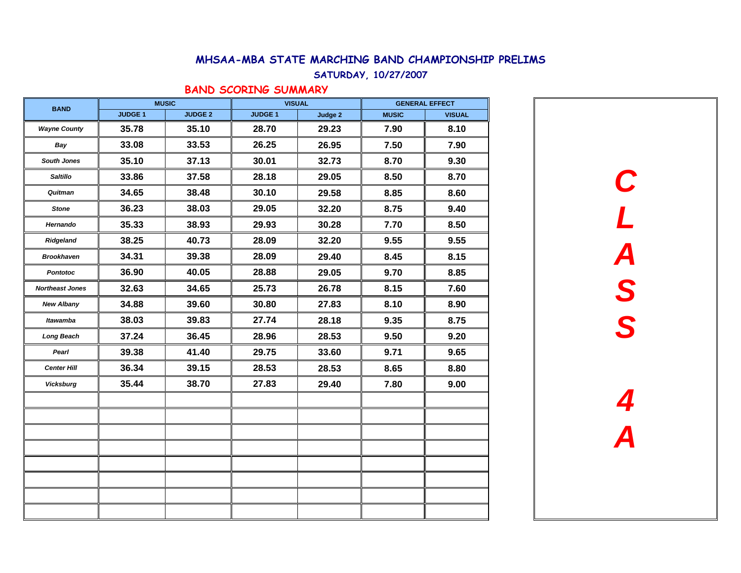# MHSAA-MBA STATE MARCHING BAND CHAMPIONSHIP PRELIMS

## SATURDAY, 10/27/2007

### BAND SCORING SUMMARY

| BAND | MUSIC | | VISUAL | | GENERAL EFFECT | |
|---|---|---|---|---|---|---|
| | JUDGE 1 | JUDGE 2 | JUDGE 1 | Judge 2 | MUSIC | VISUAL |
| *Wayne County* | 35.78 | 35.10 | 28.70 | 29.23 | 7.90 | 8.10 |
| *Bay* | 33.08 | 33.53 | 26.25 | 26.95 | 7.50 | 7.90 |
| *South Jones* | 35.10 | 37.13 | 30.01 | 32.73 | 8.70 | 9.30 |
| *Saltillo* | 33.86 | 37.58 | 28.18 | 29.05 | 8.50 | 8.70 |
| *Quitman* | 34.65 | 38.48 | 30.10 | 29.58 | 8.85 | 8.60 |
| *Stone* | 36.23 | 38.03 | 29.05 | 32.20 | 8.75 | 9.40 |
| *Hernando* | 35.33 | 38.93 | 29.93 | 30.28 | 7.70 | 8.50 |
| *Ridgeland* | 38.25 | 40.73 | 28.09 | 32.20 | 9.55 | 9.55 |
| *Brookhaven* | 34.31 | 39.38 | 28.09 | 29.40 | 8.45 | 8.15 |
| *Pontotoc* | 36.90 | 40.05 | 28.88 | 29.05 | 9.70 | 8.85 |
| *Northeast Jones* | 32.63 | 34.65 | 25.73 | 26.78 | 8.15 | 7.60 |
| *New Albany* | 34.88 | 39.60 | 30.80 | 27.83 | 8.10 | 8.90 |
| *Itawamba* | 38.03 | 39.83 | 27.74 | 28.18 | 9.35 | 8.75 |
| *Long Beach* | 37.24 | 36.45 | 28.96 | 28.53 | 9.50 | 9.20 |
| *Pearl* | 39.38 | 41.40 | 29.75 | 33.60 | 9.71 | 9.65 |
| *Center Hill* | 36.34 | 39.15 | 28.53 | 28.53 | 8.65 | 8.80 |
| *Vicksburg* | 35.44 | 38.70 | 27.83 | 29.40 | 7.80 | 9.00 |

**CLASS 4A**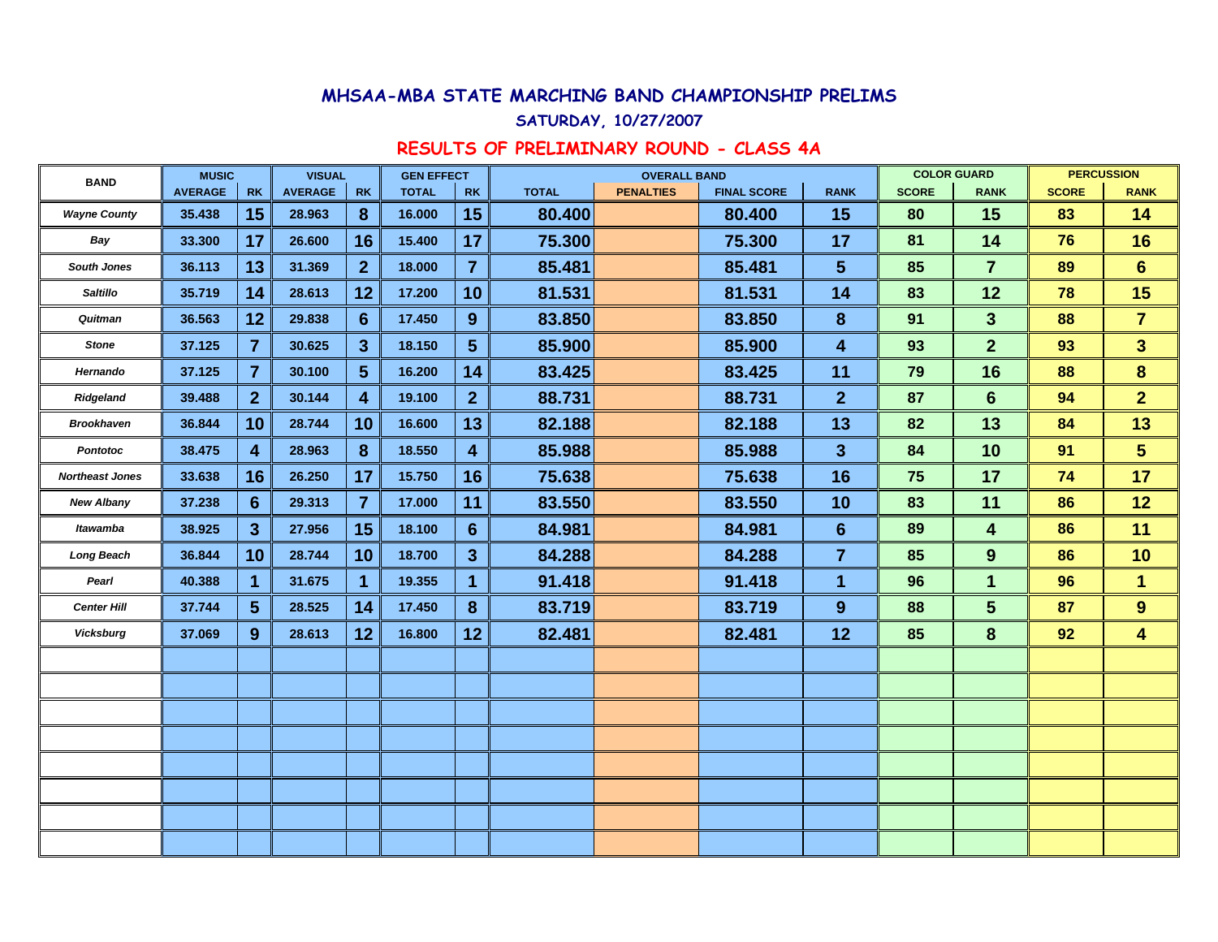# MHSAA-MBA STATE MARCHING BAND CHAMPIONSHIP PRELIMS

## SATURDAY, 10/27/2007

## RESULTS OF PRELIMINARY ROUND - CLASS 4A

| BAND | MUSIC | | VISUAL | | GEN EFFECT | | OVERALL BAND | | | | COLOR GUARD | | PERCUSSION | |
|---|---|---|---|---|---|---|---|---|---|---|---|---|---|---|
| | AVERAGE | RK | AVERAGE | RK | TOTAL | RK | TOTAL | PENALTIES | FINAL SCORE | RANK | SCORE | RANK | SCORE | RANK |
| Wayne County | 35.438 | 15 | 28.963 | 8 | 16.000 | 15 | 80.400 | | 80.400 | 15 | 80 | 15 | 83 | 14 |
| Bay | 33.300 | 17 | 26.600 | 16 | 15.400 | 17 | 75.300 | | 75.300 | 17 | 81 | 14 | 76 | 16 |
| South Jones | 36.113 | 13 | 31.369 | 2 | 18.000 | 7 | 85.481 | | 85.481 | 5 | 85 | 7 | 89 | 6 |
| Saltillo | 35.719 | 14 | 28.613 | 12 | 17.200 | 10 | 81.531 | | 81.531 | 14 | 83 | 12 | 78 | 15 |
| Quitman | 36.563 | 12 | 29.838 | 6 | 17.450 | 9 | 83.850 | | 83.850 | 8 | 91 | 3 | 88 | 7 |
| Stone | 37.125 | 7 | 30.625 | 3 | 18.150 | 5 | 85.900 | | 85.900 | 4 | 93 | 2 | 93 | 3 |
| Hernando | 37.125 | 7 | 30.100 | 5 | 16.200 | 14 | 83.425 | | 83.425 | 11 | 79 | 16 | 88 | 8 |
| Ridgeland | 39.488 | 2 | 30.144 | 4 | 19.100 | 2 | 88.731 | | 88.731 | 2 | 87 | 6 | 94 | 2 |
| Brookhaven | 36.844 | 10 | 28.744 | 10 | 16.600 | 13 | 82.188 | | 82.188 | 13 | 82 | 13 | 84 | 13 |
| Pontotoc | 38.475 | 4 | 28.963 | 8 | 18.550 | 4 | 85.988 | | 85.988 | 3 | 84 | 10 | 91 | 5 |
| Northeast Jones | 33.638 | 16 | 26.250 | 17 | 15.750 | 16 | 75.638 | | 75.638 | 16 | 75 | 17 | 74 | 17 |
| New Albany | 37.238 | 6 | 29.313 | 7 | 17.000 | 11 | 83.550 | | 83.550 | 10 | 83 | 11 | 86 | 12 |
| Itawamba | 38.925 | 3 | 27.956 | 15 | 18.100 | 6 | 84.981 | | 84.981 | 6 | 89 | 4 | 86 | 11 |
| Long Beach | 36.844 | 10 | 28.744 | 10 | 18.700 | 3 | 84.288 | | 84.288 | 7 | 85 | 9 | 86 | 10 |
| Pearl | 40.388 | 1 | 31.675 | 1 | 19.355 | 1 | 91.418 | | 91.418 | 1 | 96 | 1 | 96 | 1 |
| Center Hill | 37.744 | 5 | 28.525 | 14 | 17.450 | 8 | 83.719 | | 83.719 | 9 | 88 | 5 | 87 | 9 |
| Vicksburg | 37.069 | 9 | 28.613 | 12 | 16.800 | 12 | 82.481 | | 82.481 | 12 | 85 | 8 | 92 | 4 |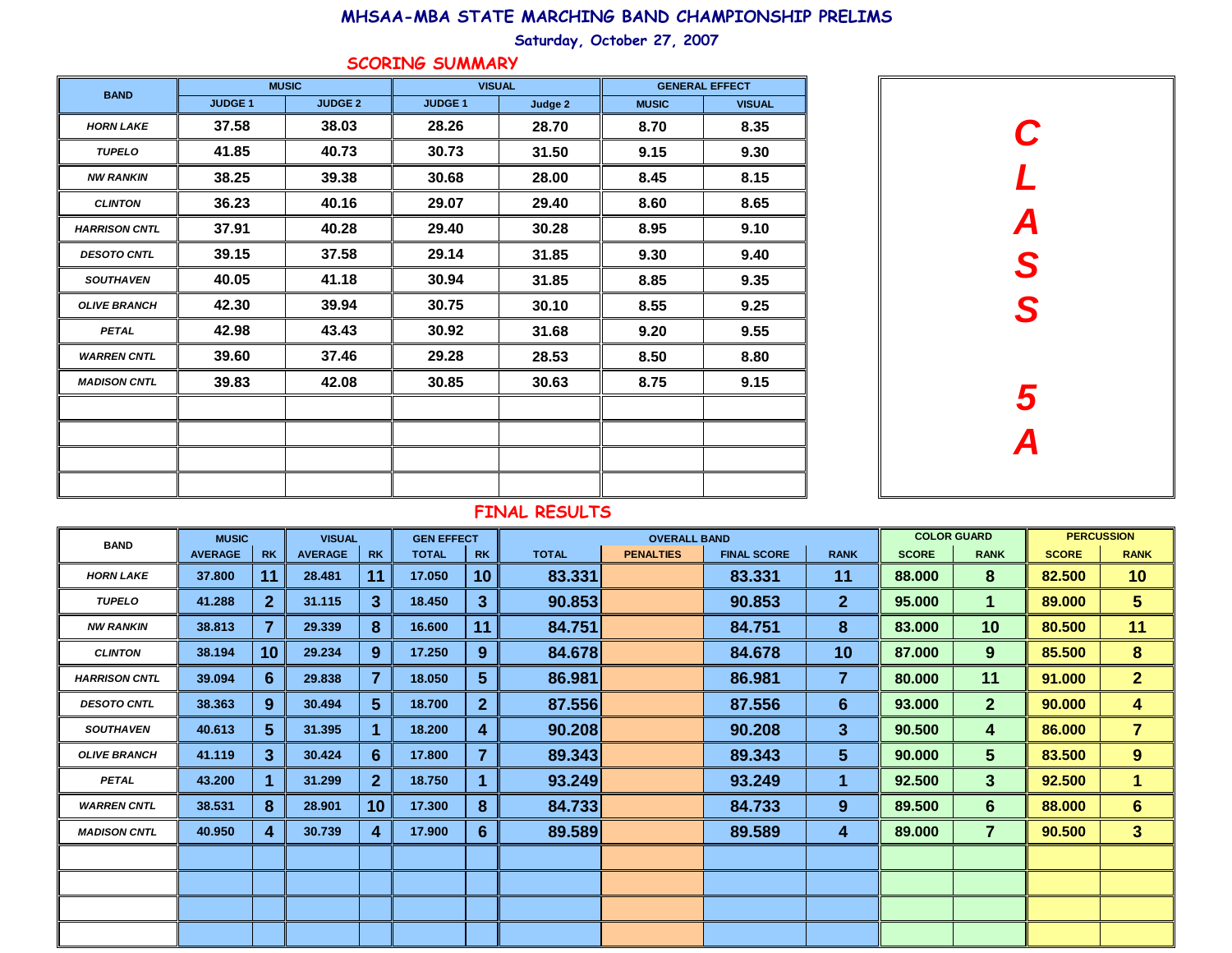# MHSAA-MBA STATE MARCHING BAND CHAMPIONSHIP PRELIMS

Saturday, October 27, 2007

## SCORING SUMMARY

**CLASS 5A**

| BAND | MUSIC | | VISUAL | | GENERAL EFFECT | |
|---|---|---|---|---|---|---|
| | JUDGE 1 | JUDGE 2 | JUDGE 1 | Judge 2 | MUSIC | VISUAL |
| HORN LAKE | 37.58 | 38.03 | 28.26 | 28.70 | 8.70 | 8.35 |
| TUPELO | 41.85 | 40.73 | 30.73 | 31.50 | 9.15 | 9.30 |
| NW RANKIN | 38.25 | 39.38 | 30.68 | 28.00 | 8.45 | 8.15 |
| CLINTON | 36.23 | 40.16 | 29.07 | 29.40 | 8.60 | 8.65 |
| HARRISON CNTL | 37.91 | 40.28 | 29.40 | 30.28 | 8.95 | 9.10 |
| DESOTO CNTL | 39.15 | 37.58 | 29.14 | 31.85 | 9.30 | 9.40 |
| SOUTHAVEN | 40.05 | 41.18 | 30.94 | 31.85 | 8.85 | 9.35 |
| OLIVE BRANCH | 42.30 | 39.94 | 30.75 | 30.10 | 8.55 | 9.25 |
| PETAL | 42.98 | 43.43 | 30.92 | 31.68 | 9.20 | 9.55 |
| WARREN CNTL | 39.60 | 37.46 | 29.28 | 28.53 | 8.50 | 8.80 |
| MADISON CNTL | 39.83 | 42.08 | 30.85 | 30.63 | 8.75 | 9.15 |

## FINAL RESULTS

| BAND | MUSIC | | VISUAL | | GEN EFFECT | | OVERALL BAND | | | | COLOR GUARD | | PERCUSSION | |
|---|---|---|---|---|---|---|---|---|---|---|---|---|---|---|
| | AVERAGE | RK | AVERAGE | RK | TOTAL | RK | TOTAL | PENALTIES | FINAL SCORE | RANK | SCORE | RANK | SCORE | RANK |
| HORN LAKE | 37.800 | 11 | 28.481 | 11 | 17.050 | 10 | 83.331 | | 83.331 | 11 | 88.000 | 8 | 82.500 | 10 |
| TUPELO | 41.288 | 2 | 31.115 | 3 | 18.450 | 3 | 90.853 | | 90.853 | 2 | 95.000 | 1 | 89.000 | 5 |
| NW RANKIN | 38.813 | 7 | 29.339 | 8 | 16.600 | 11 | 84.751 | | 84.751 | 8 | 83.000 | 10 | 80.500 | 11 |
| CLINTON | 38.194 | 10 | 29.234 | 9 | 17.250 | 9 | 84.678 | | 84.678 | 10 | 87.000 | 9 | 85.500 | 8 |
| HARRISON CNTL | 39.094 | 6 | 29.838 | 7 | 18.050 | 5 | 86.981 | | 86.981 | 7 | 80.000 | 11 | 91.000 | 2 |
| DESOTO CNTL | 38.363 | 9 | 30.494 | 5 | 18.700 | 2 | 87.556 | | 87.556 | 6 | 93.000 | 2 | 90.000 | 4 |
| SOUTHAVEN | 40.613 | 5 | 31.395 | 1 | 18.200 | 4 | 90.208 | | 90.208 | 3 | 90.500 | 4 | 86.000 | 7 |
| OLIVE BRANCH | 41.119 | 3 | 30.424 | 6 | 17.800 | 7 | 89.343 | | 89.343 | 5 | 90.000 | 5 | 83.500 | 9 |
| PETAL | 43.200 | 1 | 31.299 | 2 | 18.750 | 1 | 93.249 | | 93.249 | 1 | 92.500 | 3 | 92.500 | 1 |
| WARREN CNTL | 38.531 | 8 | 28.901 | 10 | 17.300 | 8 | 84.733 | | 84.733 | 9 | 89.500 | 6 | 88.000 | 6 |
| MADISON CNTL | 40.950 | 4 | 30.739 | 4 | 17.900 | 6 | 89.589 | | 89.589 | 4 | 89.000 | 7 | 90.500 | 3 |